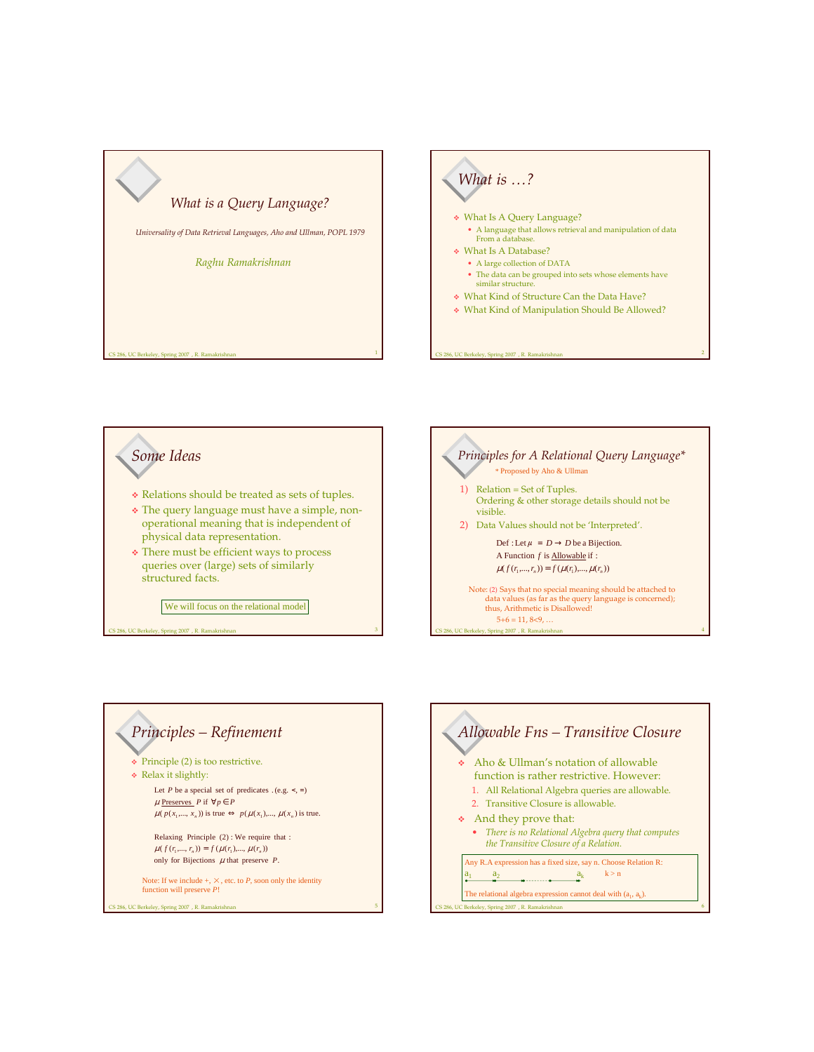# What is a Query Language?

*Universality of Data Retrieval Languages, Aho and Ullman, POPL 1979*

*Raghu Ramakrishnan*

## What is …?

- What Is A Query Language?
  - A language that allows retrieval and manipulation of data From a database.
- What Is A Database?
  - A large collection of DATA
  - The data can be grouped into sets whose elements have similar structure.
- What Kind of Structure Can the Data Have?
- What Kind of Manipulation Should Be Allowed?

## Some Ideas

- Relations should be treated as sets of tuples.
- The query language must have a simple, non-operational meaning that is independent of physical data representation.
- There must be efficient ways to process queries over (large) sets of similarly structured facts.

We will focus on the relational model

## Principles for A Relational Query Language*

\* Proposed by Aho & Ullman

1) Relation = Set of Tuples.
   Ordering & other storage details should not be visible.
2) Data Values should not be 'Interpreted'.

   Def : Let $\mu = D \rightarrow D$ be a Bijection.
   A Function $f$ is Allowable if :
   $$\mu(f(r_1,\ldots,r_n)) = f(\mu(r_1),\ldots,\mu(r_n))$$

Note: (2) Says that no special meaning should be attached to data values (as far as the query language is concerned); thus, Arithmetic is Disallowed!
$5+6 = 11$, $8<9$, …

## Principles – Refinement

- Principle (2) is too restrictive.
- Relax it slightly:

  Let $P$ be a special set of predicates . (e.g. $<$, $=$)
  $\mu$ Preserves $P$ if $\forall p \in P$
  $\mu(p(x_1,\ldots,x_n))$ is true $\Leftrightarrow$ $p(\mu(x_1),\ldots,\mu(x_n))$ is true.

  Relaxing Principle (2) : We require that :
  $\mu(f(r_1,\ldots,r_n)) = f(\mu(r_1),\ldots,\mu(r_n))$
  only for Bijections $\mu$ that preserve $P$.

  Note: If we include $+$, $\times$, etc. to $P$, soon only the identity function will preserve $P$!

## Allowable Fns – Transitive Closure

- Aho & Ullman's notation of allowable function is rather restrictive. However:
  1. All Relational Algebra queries are allowable.
  2. Transitive Closure is allowable.
- And they prove that:
  - *There is no Relational Algebra query that computes the Transitive Closure of a Relation.*

Any R.A expression has a fixed size, say n. Choose Relation R:
$a_1$ → $a_2$ → … → $a_k$ $\quad k > n$
The relational algebra expression cannot deal with ($a_1$, $a_k$).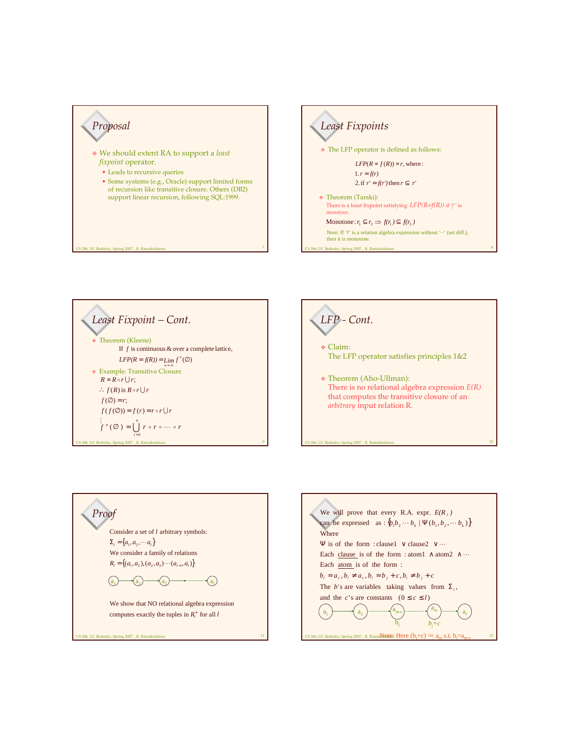## Proposal

- We should extent RA to support a *least fixpoint* operator.
  - Leads to recursive queries
  - Some systems (e.g., Oracle) support limited forms of recursion like transitive closure. Others (DB2) support linear recursion, following SQL:1999.

## Least Fixpoints

- The LFP operator is defined as follows:

  $LFP(R = f(R)) = r$, where:
  1. $r = f(r)$
  2. if $r' = f(r')$ then $r \subseteq r'$

- Theorem (Tarski):
  There is a least fixpoint satisfying $LFP(R=f(R))$ if '$f$' is *monotone.*

  Monotone: $r_1 \subseteq r_2 \Rightarrow f(r_1) \subseteq f(r_2)$

  Note: If '$f$' is a relation algebra expression without '−' (set diff.), then it is monotone.

## Least Fixpoint – Cont.

- Theorem (Kleene)
  If $f$ is continuous & over a complete lattice,
  $LFP(R = f(R)) = \lim_{n \to \infty} f^n(\emptyset)$
- Example: Transitive Closure

$$R = R \circ r \cup r;$$
$$\therefore f(R) \text{ is } R \circ r \cup r$$
$$f(\emptyset) = r;$$
$$f(f(\emptyset)) = f(r) = r \circ r \cup r$$
$$\vdots$$
$$f^n(\emptyset) = \bigcup_{i=1}^{n} r \circ r \circ \cdots \circ r$$

## LFP - Cont.

- Claim:
  The LFP operator satisfies principles 1&2
- Theorem (Aho-Ullman):
  There is no relational algebra expression $E(R)$ that computes the transitive closure of an *arbitrary* input relation R.

## Proof

Consider a set of $l$ arbitrary symbols:

$\Sigma_l = \{a_1, a_2, \cdots a_l\}$

We consider a family of relations

$R_l = \{(a_1, a_2), (a_2, a_3) \cdots (a_{l-1}, a_l)\}$

$a_1 \rightarrow a_2 \rightarrow a_3 \rightarrow \cdots \rightarrow a_l$

We show that NO relational algebra expression computes exactly the tuples in $R_l^+$ for all $l$

---

We will prove that every R.A. expr. $E(R_l)$ can be expressed as: $\{b_1 b_2 \cdots b_k \mid \Psi(b_1, b_2, \cdots b_k)\}$

Where

$\Psi$ is of the form : clause1 $\vee$ clause2 $\vee \cdots$

Each clause is of the form : atom1 $\wedge$ atom2 $\wedge \cdots$

Each atom is of the form :

$b_i = a_c, b_i \neq a_c, b_i = b_j + c, b_i \neq b_j + c$

The $b$'s are variables taking values from $\Sigma_l$,

and the $c$'s are constants $(0 \leq c \leq l)$

$a_1 \rightarrow a_2 \cdots a_{m-c}$ ($b_j$) $\cdots a_m$ ($b_j+c$) $\cdots a_l$

Note: Here $(b_j+c) \equiv a_m$ s.t. $b_j = a_{m-c}$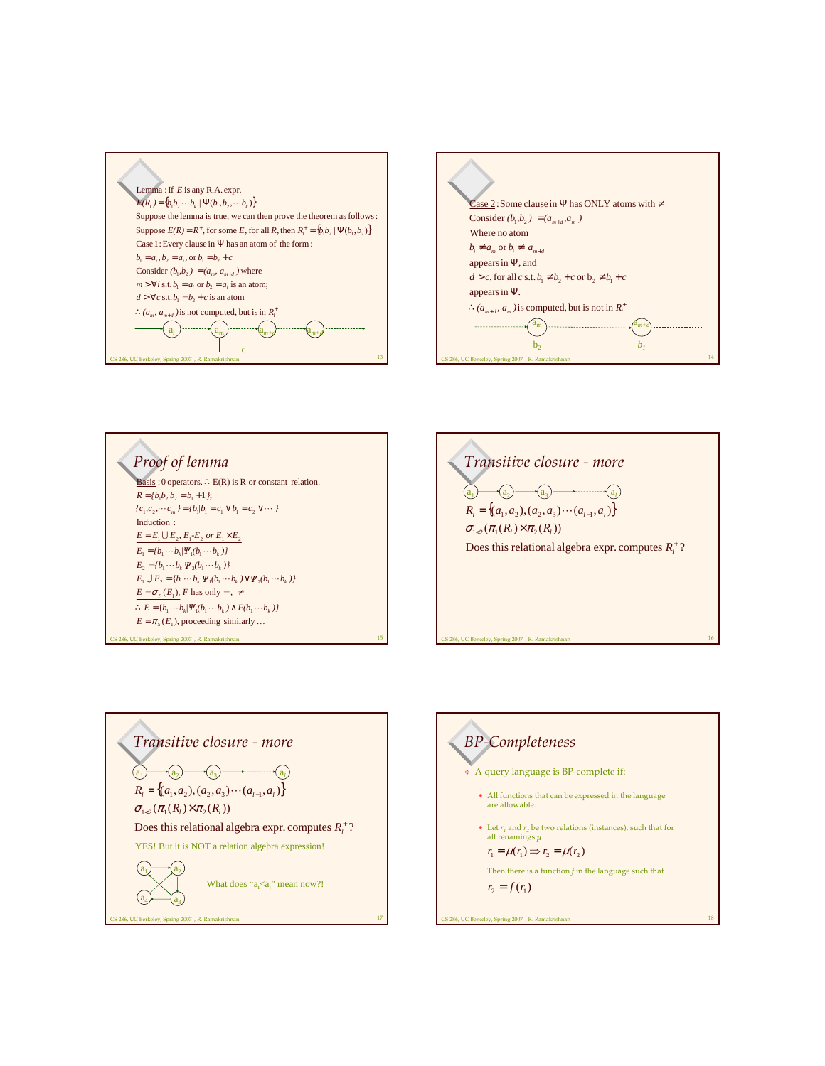Lemma : If $E$ is any R.A. expr.

$E(R_l) = \{b_1 b_2 \cdots b_k \mid \Psi(b_1, b_2, \cdots b_k)\}$

Suppose the lemma is true, we can then prove the theorem as follows:

Suppose $E(R) = R^+$, for some $E$, for all $R$, then $R_l^+ = \{b_1 b_2 \mid \Psi(b_1, b_2)\}$

Case 1: Every clause in $\Psi$ has an atom of the form:

$b_1 = a_i, b_2 = a_i$, or $b_1 = b_2 + c$

Consider $(b_1, b_2) = (a_m, a_{m+d})$ where

$m > \forall i$ s.t. $b_1 = a_i$ or $b_2 = a_i$ is an atom;

$d > \forall c$ s.t. $b_1 = b_2 + c$ is an atom

$\therefore (a_m, a_{m+d})$ is not computed, but is in $R_l^+$

a_i → a_m → a_{m+c} → a_{m+d} (c)

Case 2: Some clause in $\Psi$ has ONLY atoms with $\neq$

Consider $(b_1, b_2) = (a_{m+d}, a_m)$

Where no atom

$b_i \neq a_m$ or $b_i \neq a_{m+d}$

appears in $\Psi$, and

$d > c$, for all $c$ s.t. $b_1 \neq b_2 + c$ or $b_2 \neq b_1 + c$

appears in $\Psi$.

$\therefore (a_{m+d}, a_m)$ is computed, but is not in $R_l^+$

a_m (b_2) → a_{m+d} (b_1)

# Proof of lemma

Basis : 0 operators. $\therefore$ E(R) is R or constant relation.

$R = \{b_1 b_2 | b_2 = b_1 + 1\};$

$\{c_1, c_2, \cdots c_m\} = \{b_1 | b_1 = c_1 \vee b_1 = c_2 \vee \cdots\}$

Induction :

$E = E_1 \cup E_2,\ E_1 - E_2 \ or\ E_1 \times E_2$

$E_1 = \{b_1 \cdots b_k | \Psi_1(b_1 \cdots b_k)\}$

$E_2 = \{b_1' \cdots b_k' | \Psi_2(b_1' \cdots b_k')\}$

$E_1 \cup E_2 = \{b_1 \cdots b_k | \Psi_1(b_1 \cdots b_k) \vee \Psi_2(b_1 \cdots b_k)\}$

$E = \sigma_F(E_1)$, $F$ has only $=, \neq$

$\therefore E = \{b_1 \cdots b_k | \Psi_1(b_1 \cdots b_k) \wedge F(b_1 \cdots b_k)\}$

$E = \pi_S(E_1)$, proceeding similarly …

# Transitive closure - more

a_1 → a_2 → a_3 → … → a_l

$R_l = \{(a_1, a_2), (a_2, a_3) \cdots (a_{l-1}, a_l)\}$

$\sigma_{1<2}(\pi_1(R_l) \times \pi_2(R_l))$

Does this relational algebra expr. computes $R_l^+$?

# Transitive closure - more

a_1 → a_2 → a_3 → … → a_l

$R_l = \{(a_1, a_2), (a_2, a_3) \cdots (a_{l-1}, a_l)\}$

$\sigma_{1<2}(\pi_1(R_l) \times \pi_2(R_l))$

Does this relational algebra expr. computes $R_l^+$?

YES! But it is NOT a relation algebra expression!

What does "$a_i < a_j$" mean now?!

# BP-Completeness

- A query language is BP-complete if:
  - All functions that can be expressed in the language are allowable.
  - Let $r_1$ and $r_2$ be two relations (instances), such that for all renamings $\mu$

    $r_1 = \mu(r_1) \Rightarrow r_2 = \mu(r_2)$

    Then there is a function $f$ in the language such that

    $r_2 = f(r_1)$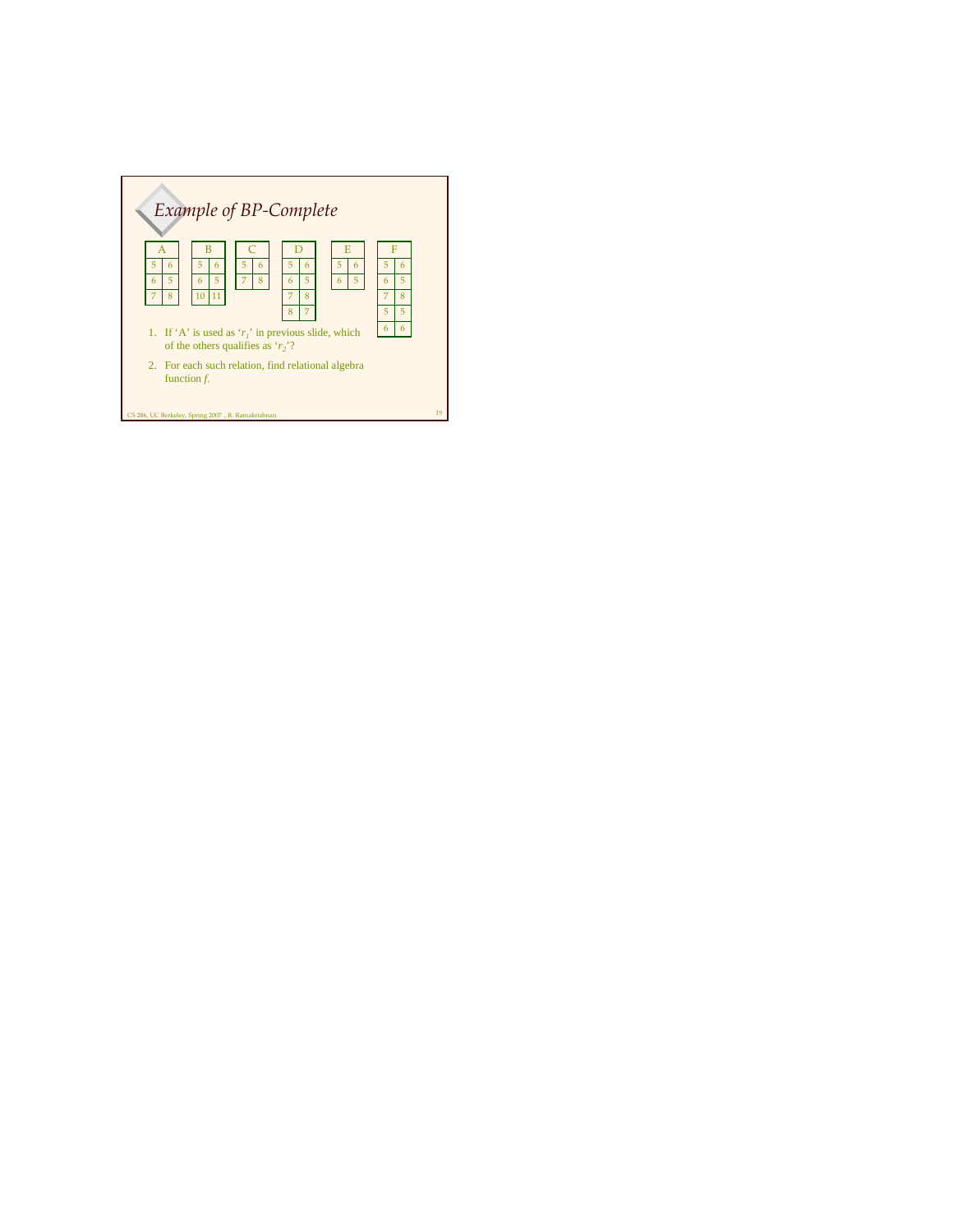# Example of BP-Complete

**A**

| | |
|---|---|
| 5 | 6 |
| 6 | 5 |
| 7 | 8 |

**B**

| | |
|---|---|
| 5 | 6 |
| 6 | 5 |
| 10 | 11 |

**C**

| | |
|---|---|
| 5 | 6 |
| 7 | 8 |

**D**

| | |
|---|---|
| 5 | 6 |
| 6 | 5 |
| 7 | 8 |
| 8 | 7 |

**E**

| | |
|---|---|
| 5 | 6 |
| 6 | 5 |

**F**

| | |
|---|---|
| 5 | 6 |
| 6 | 5 |
| 7 | 8 |
| 5 | 5 |
| 6 | 6 |

1. If 'A' is used as '$r_1$' in previous slide, which of the others qualifies as '$r_2$'?
2. For each such relation, find relational algebra function *f*.